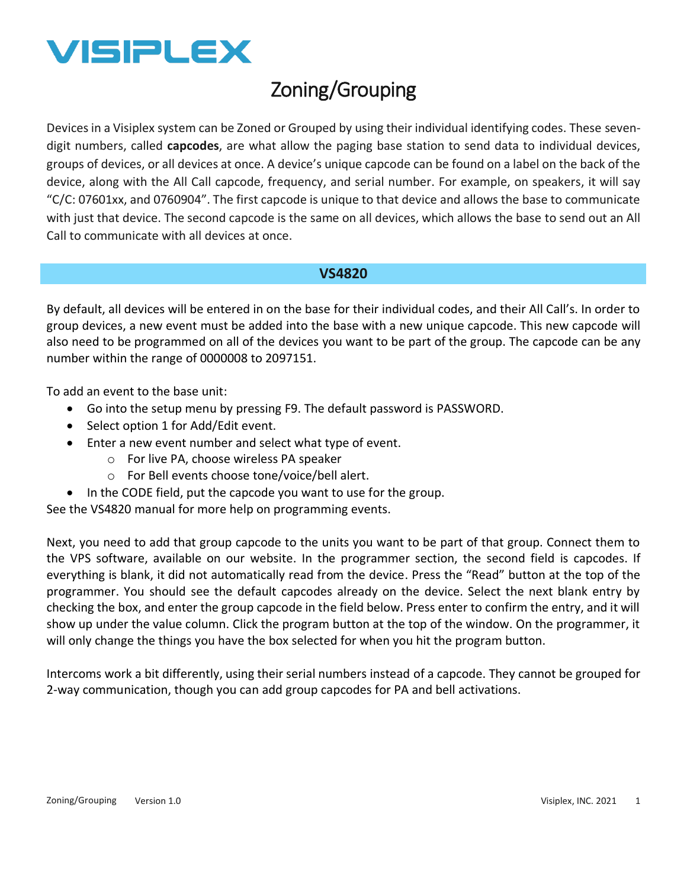VISIPLEX

# Zoning/Grouping

Devices in a Visiplex system can be Zoned or Grouped by using their individual identifying codes. These seven-digit numbers, called **capcodes**, are what allow the paging base station to send data to individual devices, groups of devices, or all devices at once. A device's unique capcode can be found on a label on the back of the device, along with the All Call capcode, frequency, and serial number. For example, on speakers, it will say "C/C: 07601xx, and 0760904". The first capcode is unique to that device and allows the base to communicate with just that device. The second capcode is the same on all devices, which allows the base to send out an All Call to communicate with all devices at once.

## VS4820

By default, all devices will be entered in on the base for their individual codes, and their All Call's. In order to group devices, a new event must be added into the base with a new unique capcode. This new capcode will also need to be programmed on all of the devices you want to be part of the group. The capcode can be any number within the range of 0000008 to 2097151.

To add an event to the base unit:

- Go into the setup menu by pressing F9. The default password is PASSWORD.
- Select option 1 for Add/Edit event.
- Enter a new event number and select what type of event.
  - For live PA, choose wireless PA speaker
  - For Bell events choose tone/voice/bell alert.
- In the CODE field, put the capcode you want to use for the group.

See the VS4820 manual for more help on programming events.

Next, you need to add that group capcode to the units you want to be part of that group. Connect them to the VPS software, available on our website. In the programmer section, the second field is capcodes. If everything is blank, it did not automatically read from the device. Press the "Read" button at the top of the programmer. You should see the default capcodes already on the device. Select the next blank entry by checking the box, and enter the group capcode in the field below. Press enter to confirm the entry, and it will show up under the value column. Click the program button at the top of the window. On the programmer, it will only change the things you have the box selected for when you hit the program button.

Intercoms work a bit differently, using their serial numbers instead of a capcode. They cannot be grouped for 2-way communication, though you can add group capcodes for PA and bell activations.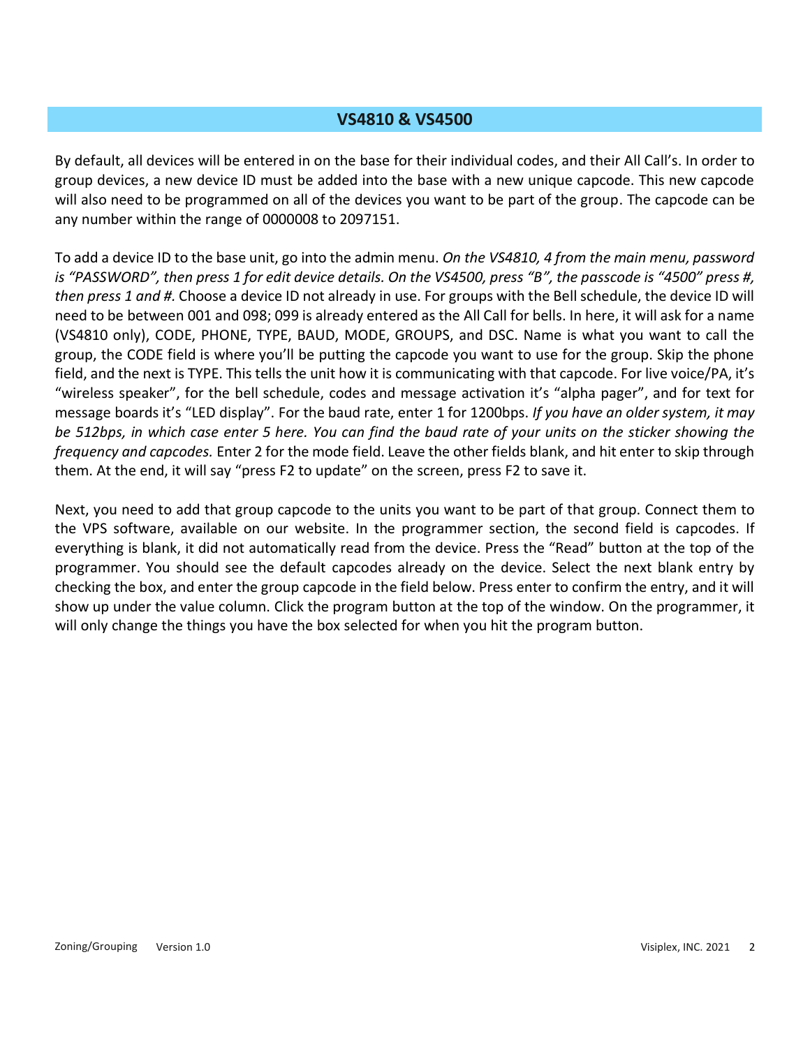## VS4810 & VS4500

By default, all devices will be entered in on the base for their individual codes, and their All Call's. In order to group devices, a new device ID must be added into the base with a new unique capcode. This new capcode will also need to be programmed on all of the devices you want to be part of the group. The capcode can be any number within the range of 0000008 to 2097151.

To add a device ID to the base unit, go into the admin menu. *On the VS4810, 4 from the main menu, password is "PASSWORD", then press 1 for edit device details. On the VS4500, press "B", the passcode is "4500" press #, then press 1 and #.* Choose a device ID not already in use. For groups with the Bell schedule, the device ID will need to be between 001 and 098; 099 is already entered as the All Call for bells. In here, it will ask for a name (VS4810 only), CODE, PHONE, TYPE, BAUD, MODE, GROUPS, and DSC. Name is what you want to call the group, the CODE field is where you'll be putting the capcode you want to use for the group. Skip the phone field, and the next is TYPE. This tells the unit how it is communicating with that capcode. For live voice/PA, it's "wireless speaker", for the bell schedule, codes and message activation it's "alpha pager", and for text for message boards it's "LED display". For the baud rate, enter 1 for 1200bps. *If you have an older system, it may be 512bps, in which case enter 5 here. You can find the baud rate of your units on the sticker showing the frequency and capcodes.* Enter 2 for the mode field. Leave the other fields blank, and hit enter to skip through them. At the end, it will say "press F2 to update" on the screen, press F2 to save it.

Next, you need to add that group capcode to the units you want to be part of that group. Connect them to the VPS software, available on our website. In the programmer section, the second field is capcodes. If everything is blank, it did not automatically read from the device. Press the "Read" button at the top of the programmer. You should see the default capcodes already on the device. Select the next blank entry by checking the box, and enter the group capcode in the field below. Press enter to confirm the entry, and it will show up under the value column. Click the program button at the top of the window. On the programmer, it will only change the things you have the box selected for when you hit the program button.